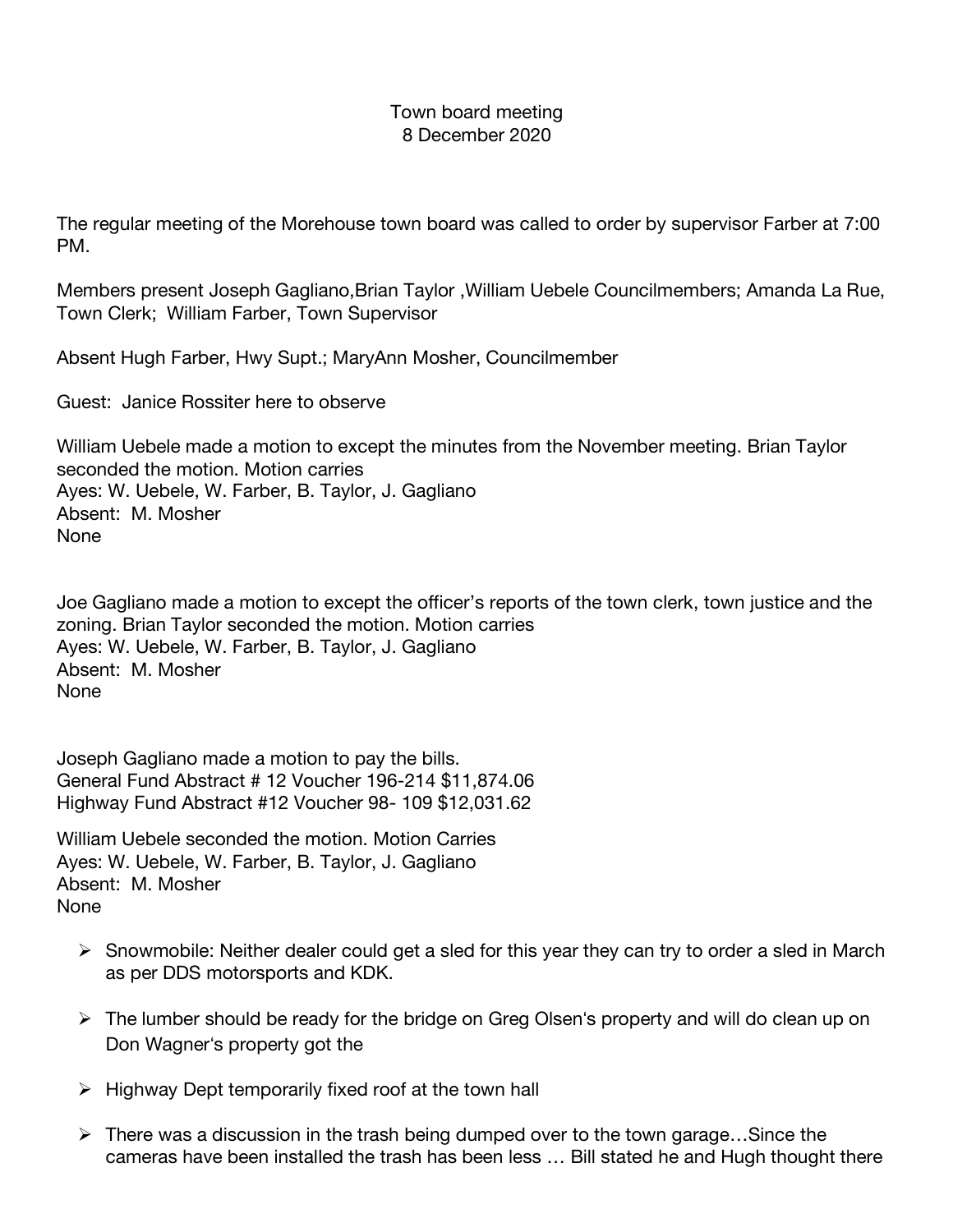Town board meeting
8 December 2020

The regular meeting of the Morehouse town board was called to order by supervisor Farber at 7:00 PM.

Members present Joseph Gagliano,Brian Taylor ,William Uebele Councilmembers; Amanda La Rue, Town Clerk; William Farber, Town Supervisor

Absent Hugh Farber, Hwy Supt.; MaryAnn Mosher, Councilmember

Guest: Janice Rossiter here to observe

William Uebele made a motion to except the minutes from the November meeting. Brian Taylor seconded the motion. Motion carries
Ayes: W. Uebele, W. Farber, B. Taylor, J. Gagliano
Absent: M. Mosher
None

Joe Gagliano made a motion to except the officer's reports of the town clerk, town justice and the zoning. Brian Taylor seconded the motion. Motion carries
Ayes: W. Uebele, W. Farber, B. Taylor, J. Gagliano
Absent: M. Mosher
None

Joseph Gagliano made a motion to pay the bills.
General Fund Abstract # 12 Voucher 196-214 $11,874.06
Highway Fund Abstract #12 Voucher 98- 109 $12,031.62

William Uebele seconded the motion. Motion Carries
Ayes: W. Uebele, W. Farber, B. Taylor, J. Gagliano
Absent: M. Mosher
None

- Snowmobile: Neither dealer could get a sled for this year they can try to order a sled in March as per DDS motorsports and KDK.
- The lumber should be ready for the bridge on Greg Olsen's property and will do clean up on Don Wagner's property got the
- Highway Dept temporarily fixed roof at the town hall
- There was a discussion in the trash being dumped over to the town garage…Since the cameras have been installed the trash has been less … Bill stated he and Hugh thought there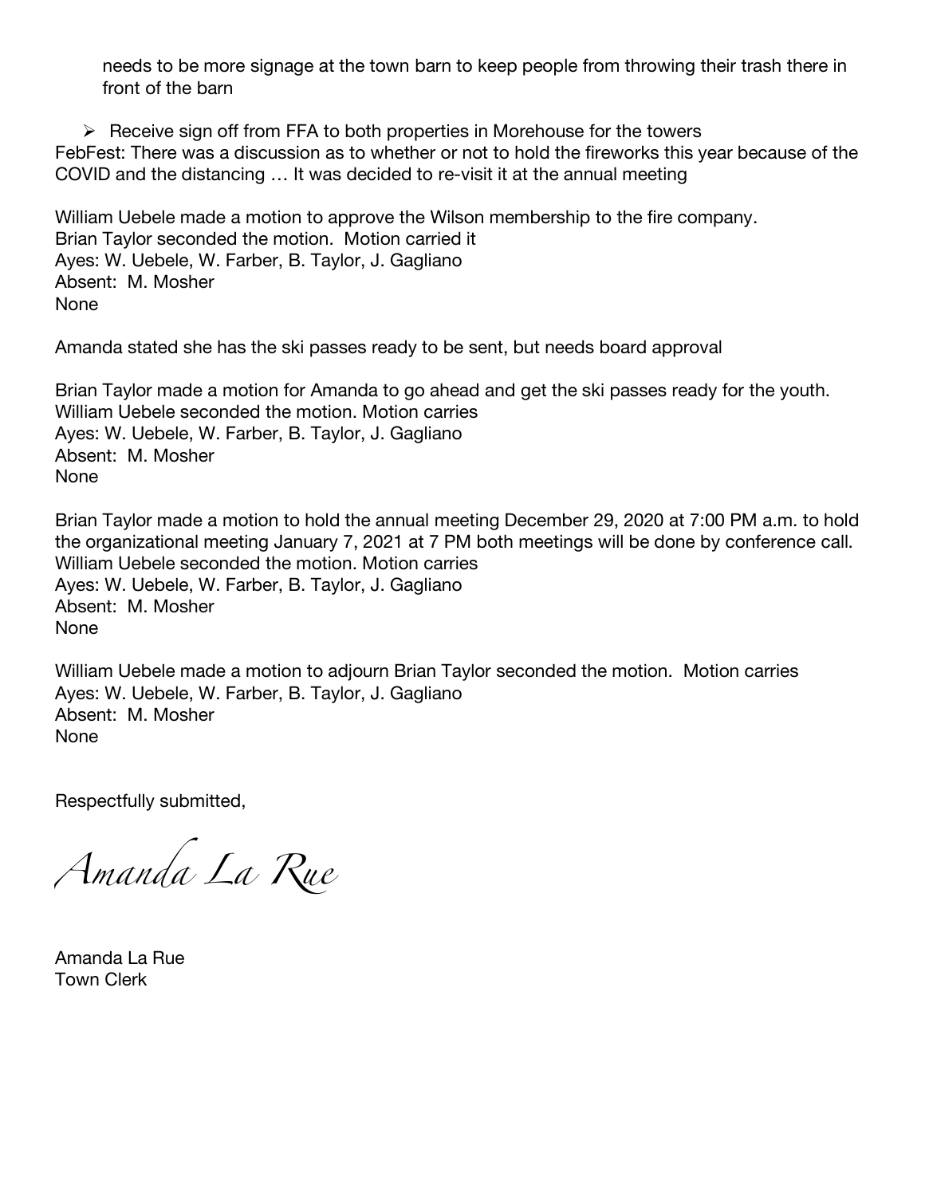needs to be more signage at the town barn to keep people from throwing their trash there in front of the barn

- Receive sign off from FFA to both properties in Morehouse for the towers

FebFest: There was a discussion as to whether or not to hold the fireworks this year because of the COVID and the distancing … It was decided to re-visit it at the annual meeting

William Uebele made a motion to approve the Wilson membership to the fire company.
Brian Taylor seconded the motion. Motion carried it
Ayes: W. Uebele, W. Farber, B. Taylor, J. Gagliano
Absent: M. Mosher
None

Amanda stated she has the ski passes ready to be sent, but needs board approval

Brian Taylor made a motion for Amanda to go ahead and get the ski passes ready for the youth.
William Uebele seconded the motion. Motion carries
Ayes: W. Uebele, W. Farber, B. Taylor, J. Gagliano
Absent: M. Mosher
None

Brian Taylor made a motion to hold the annual meeting December 29, 2020 at 7:00 PM a.m. to hold the organizational meeting January 7, 2021 at 7 PM both meetings will be done by conference call.
William Uebele seconded the motion. Motion carries
Ayes: W. Uebele, W. Farber, B. Taylor, J. Gagliano
Absent: M. Mosher
None

William Uebele made a motion to adjourn Brian Taylor seconded the motion. Motion carries
Ayes: W. Uebele, W. Farber, B. Taylor, J. Gagliano
Absent: M. Mosher
None

Respectfully submitted,

*Amanda La Rue*

Amanda La Rue
Town Clerk